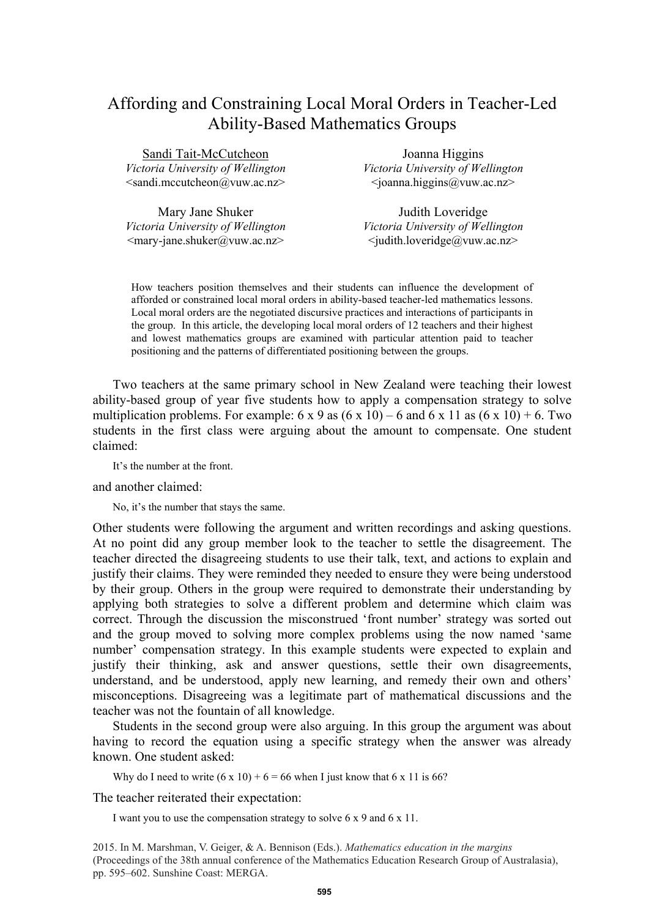# Affording and Constraining Local Moral Orders in Teacher-Led Ability-Based Mathematics Groups

Sandi Tait-McCutcheon
*Victoria University of Wellington*
<sandi.mccutcheon@vuw.ac.nz>

Joanna Higgins
*Victoria University of Wellington*
<joanna.higgins@vuw.ac.nz>

Mary Jane Shuker
*Victoria University of Wellington*
<mary-jane.shuker@vuw.ac.nz>

Judith Loveridge
*Victoria University of Wellington*
<judith.loveridge@vuw.ac.nz>

How teachers position themselves and their students can influence the development of afforded or constrained local moral orders in ability-based teacher-led mathematics lessons. Local moral orders are the negotiated discursive practices and interactions of participants in the group. In this article, the developing local moral orders of 12 teachers and their highest and lowest mathematics groups are examined with particular attention paid to teacher positioning and the patterns of differentiated positioning between the groups.

Two teachers at the same primary school in New Zealand were teaching their lowest ability-based group of year five students how to apply a compensation strategy to solve multiplication problems. For example: $6 \times 9$ as $(6 \times 10) - 6$ and $6 \times 11$ as $(6 \times 10) + 6$. Two students in the first class were arguing about the amount to compensate. One student claimed:

> It's the number at the front.

and another claimed:

> No, it's the number that stays the same.

Other students were following the argument and written recordings and asking questions. At no point did any group member look to the teacher to settle the disagreement. The teacher directed the disagreeing students to use their talk, text, and actions to explain and justify their claims. They were reminded they needed to ensure they were being understood by their group. Others in the group were required to demonstrate their understanding by applying both strategies to solve a different problem and determine which claim was correct. Through the discussion the misconstrued 'front number' strategy was sorted out and the group moved to solving more complex problems using the now named 'same number' compensation strategy. In this example students were expected to explain and justify their thinking, ask and answer questions, settle their own disagreements, understand, and be understood, apply new learning, and remedy their own and others' misconceptions. Disagreeing was a legitimate part of mathematical discussions and the teacher was not the fountain of all knowledge.

Students in the second group were also arguing. In this group the argument was about having to record the equation using a specific strategy when the answer was already known. One student asked:

> Why do I need to write $(6 \times 10) + 6 = 66$ when I just know that $6 \times 11$ is 66?

The teacher reiterated their expectation:

> I want you to use the compensation strategy to solve $6 \times 9$ and $6 \times 11$.

2015. In M. Marshman, V. Geiger, & A. Bennison (Eds.). *Mathematics education in the margins* (Proceedings of the 38th annual conference of the Mathematics Education Research Group of Australasia), pp. 595–602. Sunshine Coast: MERGA.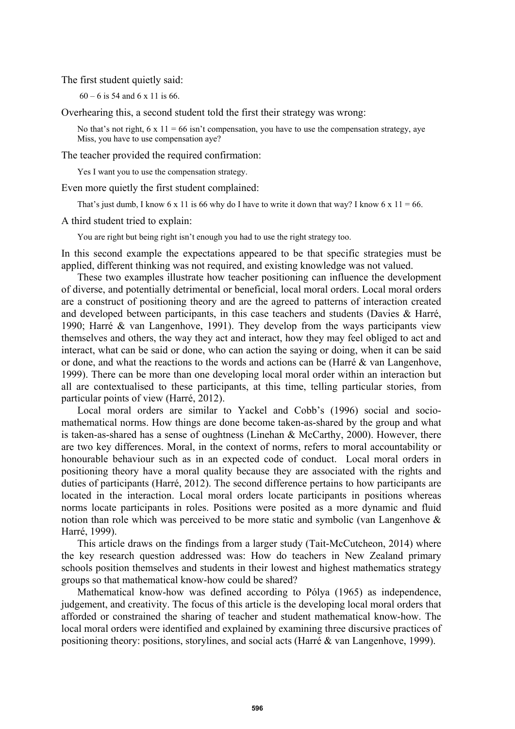The first student quietly said:

> $60 - 6$ is 54 and $6 \times 11$ is 66.

Overhearing this, a second student told the first their strategy was wrong:

> No that's not right, $6 \times 11 = 66$ isn't compensation, you have to use the compensation strategy, aye Miss, you have to use compensation aye?

The teacher provided the required confirmation:

> Yes I want you to use the compensation strategy.

Even more quietly the first student complained:

> That's just dumb, I know $6 \times 11$ is 66 why do I have to write it down that way? I know $6 \times 11 = 66$.

A third student tried to explain:

> You are right but being right isn't enough you had to use the right strategy too.

In this second example the expectations appeared to be that specific strategies must be applied, different thinking was not required, and existing knowledge was not valued.

These two examples illustrate how teacher positioning can influence the development of diverse, and potentially detrimental or beneficial, local moral orders. Local moral orders are a construct of positioning theory and are the agreed to patterns of interaction created and developed between participants, in this case teachers and students (Davies & Harré, 1990; Harré & van Langenhove, 1991). They develop from the ways participants view themselves and others, the way they act and interact, how they may feel obliged to act and interact, what can be said or done, who can action the saying or doing, when it can be said or done, and what the reactions to the words and actions can be (Harré & van Langenhove, 1999). There can be more than one developing local moral order within an interaction but all are contextualised to these participants, at this time, telling particular stories, from particular points of view (Harré, 2012).

Local moral orders are similar to Yackel and Cobb's (1996) social and socio-mathematical norms. How things are done become taken-as-shared by the group and what is taken-as-shared has a sense of oughtness (Linehan & McCarthy, 2000). However, there are two key differences. Moral, in the context of norms, refers to moral accountability or honourable behaviour such as in an expected code of conduct. Local moral orders in positioning theory have a moral quality because they are associated with the rights and duties of participants (Harré, 2012). The second difference pertains to how participants are located in the interaction. Local moral orders locate participants in positions whereas norms locate participants in roles. Positions were posited as a more dynamic and fluid notion than role which was perceived to be more static and symbolic (van Langenhove & Harré, 1999).

This article draws on the findings from a larger study (Tait-McCutcheon, 2014) where the key research question addressed was: How do teachers in New Zealand primary schools position themselves and students in their lowest and highest mathematics strategy groups so that mathematical know-how could be shared?

Mathematical know-how was defined according to Pólya (1965) as independence, judgement, and creativity. The focus of this article is the developing local moral orders that afforded or constrained the sharing of teacher and student mathematical know-how. The local moral orders were identified and explained by examining three discursive practices of positioning theory: positions, storylines, and social acts (Harré & van Langenhove, 1999).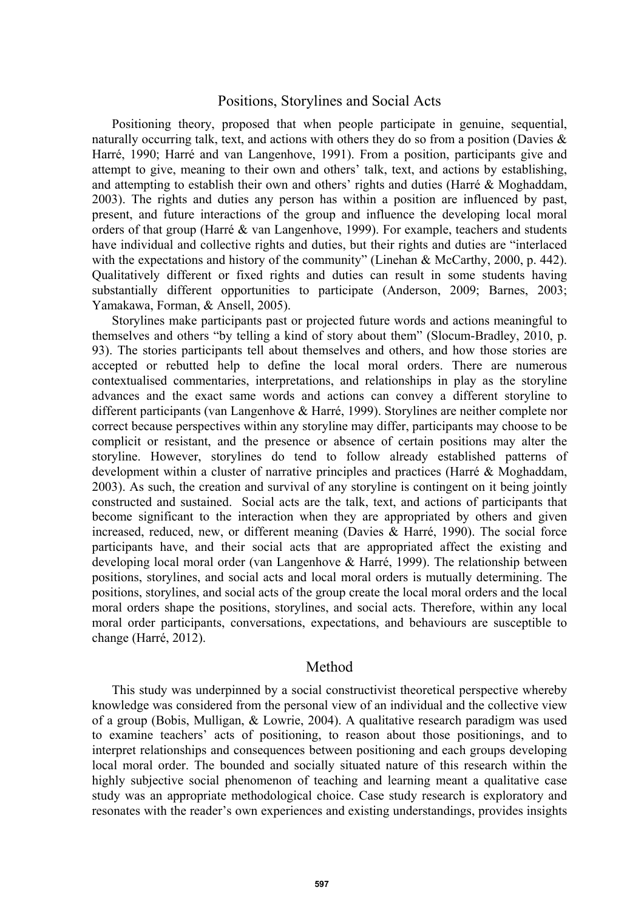## Positions, Storylines and Social Acts

Positioning theory, proposed that when people participate in genuine, sequential, naturally occurring talk, text, and actions with others they do so from a position (Davies & Harré, 1990; Harré and van Langenhove, 1991). From a position, participants give and attempt to give, meaning to their own and others' talk, text, and actions by establishing, and attempting to establish their own and others' rights and duties (Harré & Moghaddam, 2003). The rights and duties any person has within a position are influenced by past, present, and future interactions of the group and influence the developing local moral orders of that group (Harré & van Langenhove, 1999). For example, teachers and students have individual and collective rights and duties, but their rights and duties are "interlaced with the expectations and history of the community" (Linehan & McCarthy, 2000, p. 442). Qualitatively different or fixed rights and duties can result in some students having substantially different opportunities to participate (Anderson, 2009; Barnes, 2003; Yamakawa, Forman, & Ansell, 2005).

Storylines make participants past or projected future words and actions meaningful to themselves and others "by telling a kind of story about them" (Slocum-Bradley, 2010, p. 93). The stories participants tell about themselves and others, and how those stories are accepted or rebutted help to define the local moral orders. There are numerous contextualised commentaries, interpretations, and relationships in play as the storyline advances and the exact same words and actions can convey a different storyline to different participants (van Langenhove & Harré, 1999). Storylines are neither complete nor correct because perspectives within any storyline may differ, participants may choose to be complicit or resistant, and the presence or absence of certain positions may alter the storyline. However, storylines do tend to follow already established patterns of development within a cluster of narrative principles and practices (Harré & Moghaddam, 2003). As such, the creation and survival of any storyline is contingent on it being jointly constructed and sustained. Social acts are the talk, text, and actions of participants that become significant to the interaction when they are appropriated by others and given increased, reduced, new, or different meaning (Davies & Harré, 1990). The social force participants have, and their social acts that are appropriated affect the existing and developing local moral order (van Langenhove & Harré, 1999). The relationship between positions, storylines, and social acts and local moral orders is mutually determining. The positions, storylines, and social acts of the group create the local moral orders and the local moral orders shape the positions, storylines, and social acts. Therefore, within any local moral order participants, conversations, expectations, and behaviours are susceptible to change (Harré, 2012).

## Method

This study was underpinned by a social constructivist theoretical perspective whereby knowledge was considered from the personal view of an individual and the collective view of a group (Bobis, Mulligan, & Lowrie, 2004). A qualitative research paradigm was used to examine teachers' acts of positioning, to reason about those positionings, and to interpret relationships and consequences between positioning and each groups developing local moral order. The bounded and socially situated nature of this research within the highly subjective social phenomenon of teaching and learning meant a qualitative case study was an appropriate methodological choice. Case study research is exploratory and resonates with the reader's own experiences and existing understandings, provides insights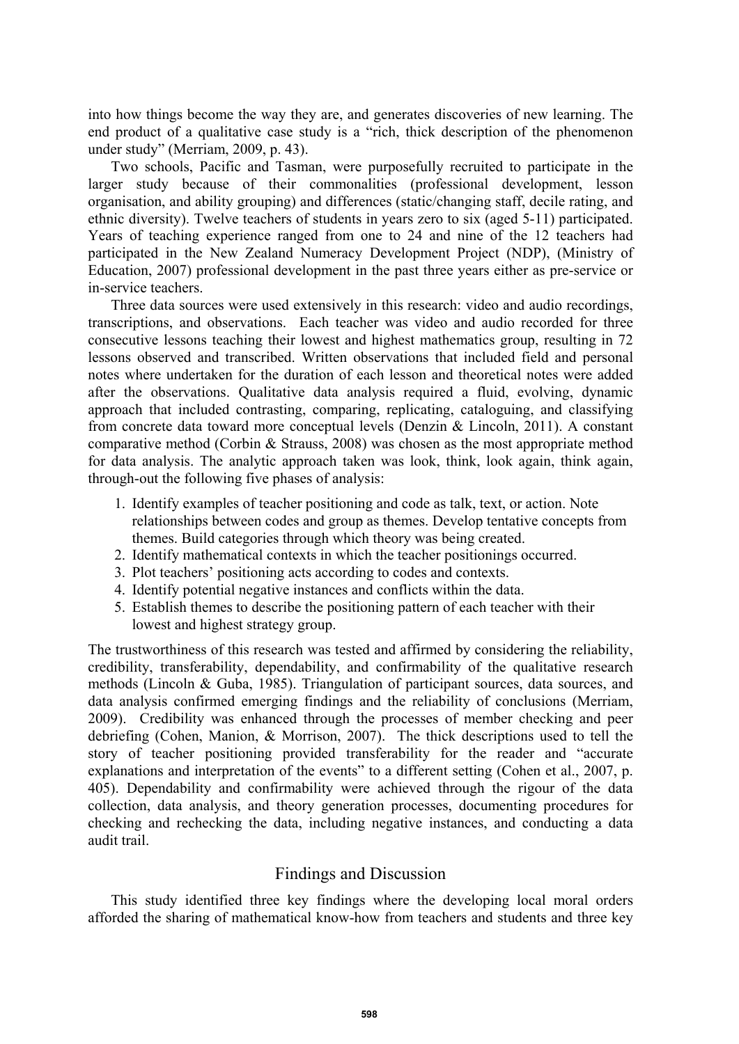into how things become the way they are, and generates discoveries of new learning. The end product of a qualitative case study is a "rich, thick description of the phenomenon under study" (Merriam, 2009, p. 43).

Two schools, Pacific and Tasman, were purposefully recruited to participate in the larger study because of their commonalities (professional development, lesson organisation, and ability grouping) and differences (static/changing staff, decile rating, and ethnic diversity). Twelve teachers of students in years zero to six (aged 5-11) participated. Years of teaching experience ranged from one to 24 and nine of the 12 teachers had participated in the New Zealand Numeracy Development Project (NDP), (Ministry of Education, 2007) professional development in the past three years either as pre-service or in-service teachers.

Three data sources were used extensively in this research: video and audio recordings, transcriptions, and observations. Each teacher was video and audio recorded for three consecutive lessons teaching their lowest and highest mathematics group, resulting in 72 lessons observed and transcribed. Written observations that included field and personal notes where undertaken for the duration of each lesson and theoretical notes were added after the observations. Qualitative data analysis required a fluid, evolving, dynamic approach that included contrasting, comparing, replicating, cataloguing, and classifying from concrete data toward more conceptual levels (Denzin & Lincoln, 2011). A constant comparative method (Corbin & Strauss, 2008) was chosen as the most appropriate method for data analysis. The analytic approach taken was look, think, look again, think again, through-out the following five phases of analysis:

1. Identify examples of teacher positioning and code as talk, text, or action. Note relationships between codes and group as themes. Develop tentative concepts from themes. Build categories through which theory was being created.
2. Identify mathematical contexts in which the teacher positionings occurred.
3. Plot teachers' positioning acts according to codes and contexts.
4. Identify potential negative instances and conflicts within the data.
5. Establish themes to describe the positioning pattern of each teacher with their lowest and highest strategy group.

The trustworthiness of this research was tested and affirmed by considering the reliability, credibility, transferability, dependability, and confirmability of the qualitative research methods (Lincoln & Guba, 1985). Triangulation of participant sources, data sources, and data analysis confirmed emerging findings and the reliability of conclusions (Merriam, 2009). Credibility was enhanced through the processes of member checking and peer debriefing (Cohen, Manion, & Morrison, 2007). The thick descriptions used to tell the story of teacher positioning provided transferability for the reader and "accurate explanations and interpretation of the events" to a different setting (Cohen et al., 2007, p. 405). Dependability and confirmability were achieved through the rigour of the data collection, data analysis, and theory generation processes, documenting procedures for checking and rechecking the data, including negative instances, and conducting a data audit trail.

## Findings and Discussion

This study identified three key findings where the developing local moral orders afforded the sharing of mathematical know-how from teachers and students and three key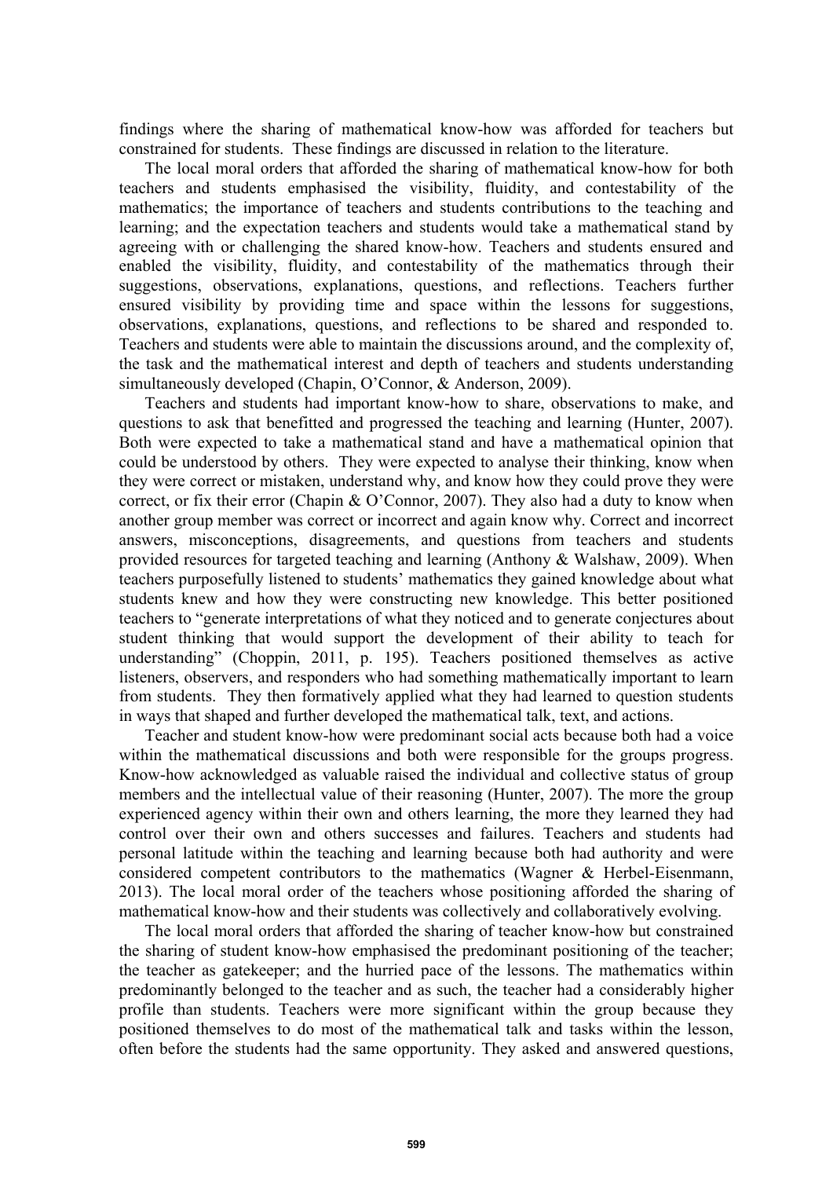findings where the sharing of mathematical know-how was afforded for teachers but constrained for students. These findings are discussed in relation to the literature.

The local moral orders that afforded the sharing of mathematical know-how for both teachers and students emphasised the visibility, fluidity, and contestability of the mathematics; the importance of teachers and students contributions to the teaching and learning; and the expectation teachers and students would take a mathematical stand by agreeing with or challenging the shared know-how. Teachers and students ensured and enabled the visibility, fluidity, and contestability of the mathematics through their suggestions, observations, explanations, questions, and reflections. Teachers further ensured visibility by providing time and space within the lessons for suggestions, observations, explanations, questions, and reflections to be shared and responded to. Teachers and students were able to maintain the discussions around, and the complexity of, the task and the mathematical interest and depth of teachers and students understanding simultaneously developed (Chapin, O'Connor, & Anderson, 2009).

Teachers and students had important know-how to share, observations to make, and questions to ask that benefitted and progressed the teaching and learning (Hunter, 2007). Both were expected to take a mathematical stand and have a mathematical opinion that could be understood by others. They were expected to analyse their thinking, know when they were correct or mistaken, understand why, and know how they could prove they were correct, or fix their error (Chapin & O'Connor, 2007). They also had a duty to know when another group member was correct or incorrect and again know why. Correct and incorrect answers, misconceptions, disagreements, and questions from teachers and students provided resources for targeted teaching and learning (Anthony & Walshaw, 2009). When teachers purposefully listened to students' mathematics they gained knowledge about what students knew and how they were constructing new knowledge. This better positioned teachers to "generate interpretations of what they noticed and to generate conjectures about student thinking that would support the development of their ability to teach for understanding" (Choppin, 2011, p. 195). Teachers positioned themselves as active listeners, observers, and responders who had something mathematically important to learn from students. They then formatively applied what they had learned to question students in ways that shaped and further developed the mathematical talk, text, and actions.

Teacher and student know-how were predominant social acts because both had a voice within the mathematical discussions and both were responsible for the groups progress. Know-how acknowledged as valuable raised the individual and collective status of group members and the intellectual value of their reasoning (Hunter, 2007). The more the group experienced agency within their own and others learning, the more they learned they had control over their own and others successes and failures. Teachers and students had personal latitude within the teaching and learning because both had authority and were considered competent contributors to the mathematics (Wagner & Herbel-Eisenmann, 2013). The local moral order of the teachers whose positioning afforded the sharing of mathematical know-how and their students was collectively and collaboratively evolving.

The local moral orders that afforded the sharing of teacher know-how but constrained the sharing of student know-how emphasised the predominant positioning of the teacher; the teacher as gatekeeper; and the hurried pace of the lessons. The mathematics within predominantly belonged to the teacher and as such, the teacher had a considerably higher profile than students. Teachers were more significant within the group because they positioned themselves to do most of the mathematical talk and tasks within the lesson, often before the students had the same opportunity. They asked and answered questions,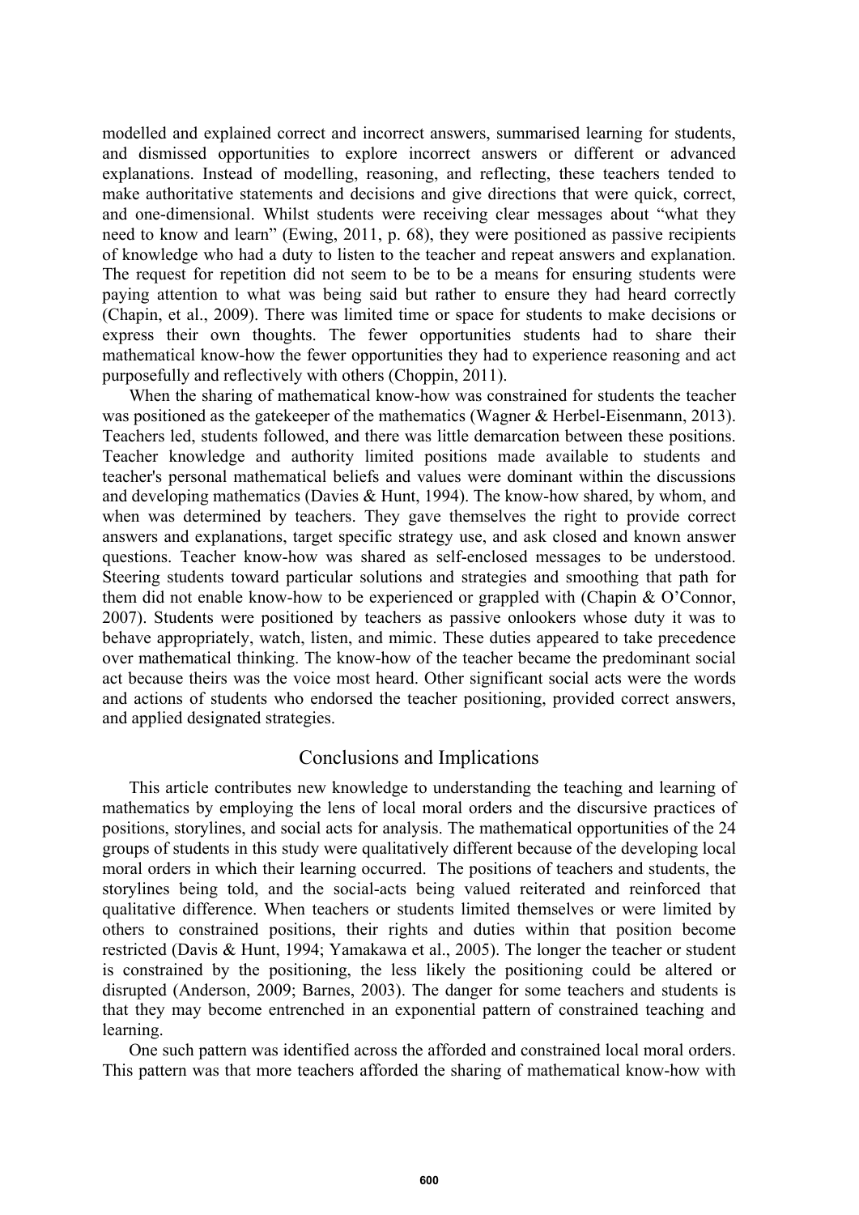modelled and explained correct and incorrect answers, summarised learning for students, and dismissed opportunities to explore incorrect answers or different or advanced explanations. Instead of modelling, reasoning, and reflecting, these teachers tended to make authoritative statements and decisions and give directions that were quick, correct, and one-dimensional. Whilst students were receiving clear messages about "what they need to know and learn" (Ewing, 2011, p. 68), they were positioned as passive recipients of knowledge who had a duty to listen to the teacher and repeat answers and explanation. The request for repetition did not seem to be to be a means for ensuring students were paying attention to what was being said but rather to ensure they had heard correctly (Chapin, et al., 2009). There was limited time or space for students to make decisions or express their own thoughts. The fewer opportunities students had to share their mathematical know-how the fewer opportunities they had to experience reasoning and act purposefully and reflectively with others (Choppin, 2011).

When the sharing of mathematical know-how was constrained for students the teacher was positioned as the gatekeeper of the mathematics (Wagner & Herbel-Eisenmann, 2013). Teachers led, students followed, and there was little demarcation between these positions. Teacher knowledge and authority limited positions made available to students and teacher's personal mathematical beliefs and values were dominant within the discussions and developing mathematics (Davies & Hunt, 1994). The know-how shared, by whom, and when was determined by teachers. They gave themselves the right to provide correct answers and explanations, target specific strategy use, and ask closed and known answer questions. Teacher know-how was shared as self-enclosed messages to be understood. Steering students toward particular solutions and strategies and smoothing that path for them did not enable know-how to be experienced or grappled with (Chapin & O'Connor, 2007). Students were positioned by teachers as passive onlookers whose duty it was to behave appropriately, watch, listen, and mimic. These duties appeared to take precedence over mathematical thinking. The know-how of the teacher became the predominant social act because theirs was the voice most heard. Other significant social acts were the words and actions of students who endorsed the teacher positioning, provided correct answers, and applied designated strategies.

## Conclusions and Implications

This article contributes new knowledge to understanding the teaching and learning of mathematics by employing the lens of local moral orders and the discursive practices of positions, storylines, and social acts for analysis. The mathematical opportunities of the 24 groups of students in this study were qualitatively different because of the developing local moral orders in which their learning occurred. The positions of teachers and students, the storylines being told, and the social-acts being valued reiterated and reinforced that qualitative difference. When teachers or students limited themselves or were limited by others to constrained positions, their rights and duties within that position become restricted (Davis & Hunt, 1994; Yamakawa et al., 2005). The longer the teacher or student is constrained by the positioning, the less likely the positioning could be altered or disrupted (Anderson, 2009; Barnes, 2003). The danger for some teachers and students is that they may become entrenched in an exponential pattern of constrained teaching and learning.

One such pattern was identified across the afforded and constrained local moral orders. This pattern was that more teachers afforded the sharing of mathematical know-how with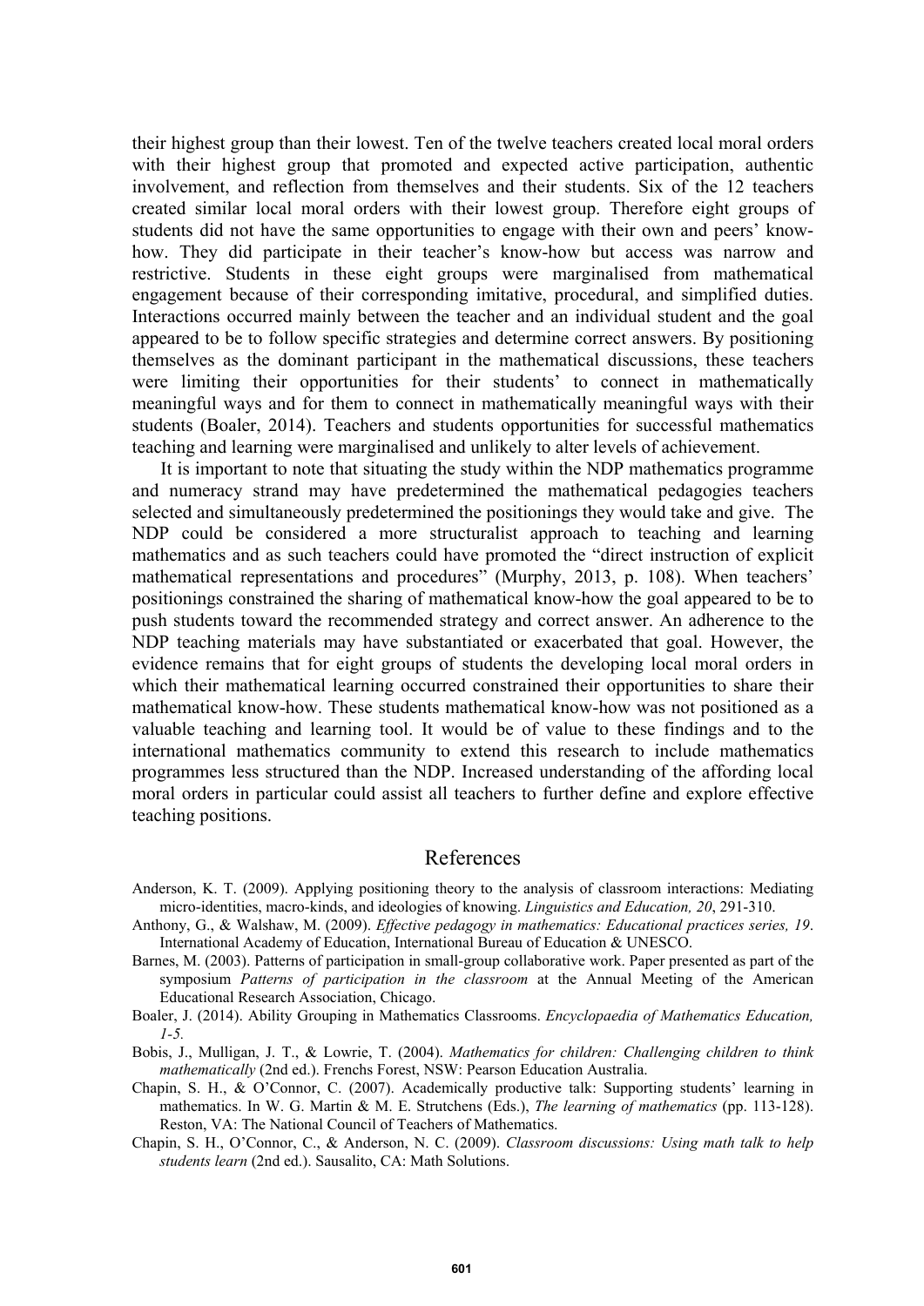their highest group than their lowest. Ten of the twelve teachers created local moral orders with their highest group that promoted and expected active participation, authentic involvement, and reflection from themselves and their students. Six of the 12 teachers created similar local moral orders with their lowest group. Therefore eight groups of students did not have the same opportunities to engage with their own and peers' know-how. They did participate in their teacher's know-how but access was narrow and restrictive. Students in these eight groups were marginalised from mathematical engagement because of their corresponding imitative, procedural, and simplified duties. Interactions occurred mainly between the teacher and an individual student and the goal appeared to be to follow specific strategies and determine correct answers. By positioning themselves as the dominant participant in the mathematical discussions, these teachers were limiting their opportunities for their students' to connect in mathematically meaningful ways and for them to connect in mathematically meaningful ways with their students (Boaler, 2014). Teachers and students opportunities for successful mathematics teaching and learning were marginalised and unlikely to alter levels of achievement.

It is important to note that situating the study within the NDP mathematics programme and numeracy strand may have predetermined the mathematical pedagogies teachers selected and simultaneously predetermined the positionings they would take and give. The NDP could be considered a more structuralist approach to teaching and learning mathematics and as such teachers could have promoted the "direct instruction of explicit mathematical representations and procedures" (Murphy, 2013, p. 108). When teachers' positionings constrained the sharing of mathematical know-how the goal appeared to be to push students toward the recommended strategy and correct answer. An adherence to the NDP teaching materials may have substantiated or exacerbated that goal. However, the evidence remains that for eight groups of students the developing local moral orders in which their mathematical learning occurred constrained their opportunities to share their mathematical know-how. These students mathematical know-how was not positioned as a valuable teaching and learning tool. It would be of value to these findings and to the international mathematics community to extend this research to include mathematics programmes less structured than the NDP. Increased understanding of the affording local moral orders in particular could assist all teachers to further define and explore effective teaching positions.

## References

Anderson, K. T. (2009). Applying positioning theory to the analysis of classroom interactions: Mediating micro-identities, macro-kinds, and ideologies of knowing. *Linguistics and Education, 20*, 291-310.

Anthony, G., & Walshaw, M. (2009). *Effective pedagogy in mathematics: Educational practices series, 19*. International Academy of Education, International Bureau of Education & UNESCO.

Barnes, M. (2003). Patterns of participation in small-group collaborative work. Paper presented as part of the symposium *Patterns of participation in the classroom* at the Annual Meeting of the American Educational Research Association, Chicago.

Boaler, J. (2014). Ability Grouping in Mathematics Classrooms. *Encyclopaedia of Mathematics Education, 1-5.*

Bobis, J., Mulligan, J. T., & Lowrie, T. (2004). *Mathematics for children: Challenging children to think mathematically* (2nd ed.). Frenchs Forest, NSW: Pearson Education Australia.

Chapin, S. H., & O'Connor, C. (2007). Academically productive talk: Supporting students' learning in mathematics. In W. G. Martin & M. E. Strutchens (Eds.), *The learning of mathematics* (pp. 113-128). Reston, VA: The National Council of Teachers of Mathematics.

Chapin, S. H., O'Connor, C., & Anderson, N. C. (2009). *Classroom discussions: Using math talk to help students learn* (2nd ed.). Sausalito, CA: Math Solutions.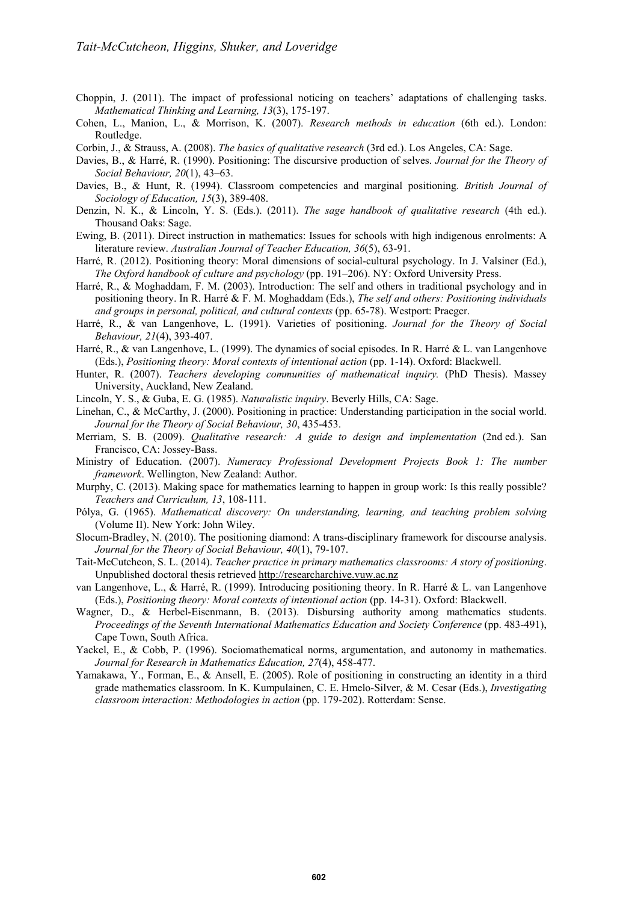Choppin, J. (2011). The impact of professional noticing on teachers' adaptations of challenging tasks. *Mathematical Thinking and Learning, 13*(3), 175-197.

Cohen, L., Manion, L., & Morrison, K. (2007). *Research methods in education* (6th ed.). London: Routledge.

Corbin, J., & Strauss, A. (2008). *The basics of qualitative research* (3rd ed.). Los Angeles, CA: Sage.

Davies, B., & Harré, R. (1990). Positioning: The discursive production of selves. *Journal for the Theory of Social Behaviour, 20*(1), 43–63.

Davies, B., & Hunt, R. (1994). Classroom competencies and marginal positioning. *British Journal of Sociology of Education, 15*(3), 389-408.

Denzin, N. K., & Lincoln, Y. S. (Eds.). (2011). *The sage handbook of qualitative research* (4th ed.). Thousand Oaks: Sage.

Ewing, B. (2011). Direct instruction in mathematics: Issues for schools with high indigenous enrolments: A literature review. *Australian Journal of Teacher Education, 36*(5), 63-91.

Harré, R. (2012). Positioning theory: Moral dimensions of social-cultural psychology. In J. Valsiner (Ed.), *The Oxford handbook of culture and psychology* (pp. 191–206). NY: Oxford University Press.

Harré, R., & Moghaddam, F. M. (2003). Introduction: The self and others in traditional psychology and in positioning theory. In R. Harré & F. M. Moghaddam (Eds.), *The self and others: Positioning individuals and groups in personal, political, and cultural contexts* (pp. 65-78). Westport: Praeger.

Harré, R., & van Langenhove, L. (1991). Varieties of positioning. *Journal for the Theory of Social Behaviour, 21*(4), 393-407.

Harré, R., & van Langenhove, L. (1999). The dynamics of social episodes. In R. Harré & L. van Langenhove (Eds.), *Positioning theory: Moral contexts of intentional action* (pp. 1-14). Oxford: Blackwell.

Hunter, R. (2007). *Teachers developing communities of mathematical inquiry.* (PhD Thesis). Massey University, Auckland, New Zealand.

Lincoln, Y. S., & Guba, E. G. (1985). *Naturalistic inquiry*. Beverly Hills, CA: Sage.

Linehan, C., & McCarthy, J. (2000). Positioning in practice: Understanding participation in the social world. *Journal for the Theory of Social Behaviour, 30*, 435-453.

Merriam, S. B. (2009). *Qualitative research: A guide to design and implementation* (2nd ed.). San Francisco, CA: Jossey-Bass.

Ministry of Education. (2007). *Numeracy Professional Development Projects Book 1: The number framework*. Wellington, New Zealand: Author.

Murphy, C. (2013). Making space for mathematics learning to happen in group work: Is this really possible? *Teachers and Curriculum, 13*, 108-111.

Pólya, G. (1965). *Mathematical discovery: On understanding, learning, and teaching problem solving* (Volume II). New York: John Wiley.

Slocum-Bradley, N. (2010). The positioning diamond: A trans-disciplinary framework for discourse analysis. *Journal for the Theory of Social Behaviour, 40*(1), 79-107.

Tait-McCutcheon, S. L. (2014). *Teacher practice in primary mathematics classrooms: A story of positioning*. Unpublished doctoral thesis retrieved http://researcharchive.vuw.ac.nz

van Langenhove, L., & Harré, R. (1999). Introducing positioning theory. In R. Harré & L. van Langenhove (Eds.), *Positioning theory: Moral contexts of intentional action* (pp. 14-31). Oxford: Blackwell.

Wagner, D., & Herbel-Eisenmann, B. (2013). Disbursing authority among mathematics students. *Proceedings of the Seventh International Mathematics Education and Society Conference* (pp. 483-491), Cape Town, South Africa.

Yackel, E., & Cobb, P. (1996). Sociomathematical norms, argumentation, and autonomy in mathematics. *Journal for Research in Mathematics Education, 27*(4), 458-477.

Yamakawa, Y., Forman, E., & Ansell, E. (2005). Role of positioning in constructing an identity in a third grade mathematics classroom. In K. Kumpulainen, C. E. Hmelo-Silver, & M. Cesar (Eds.), *Investigating classroom interaction: Methodologies in action* (pp. 179-202). Rotterdam: Sense.